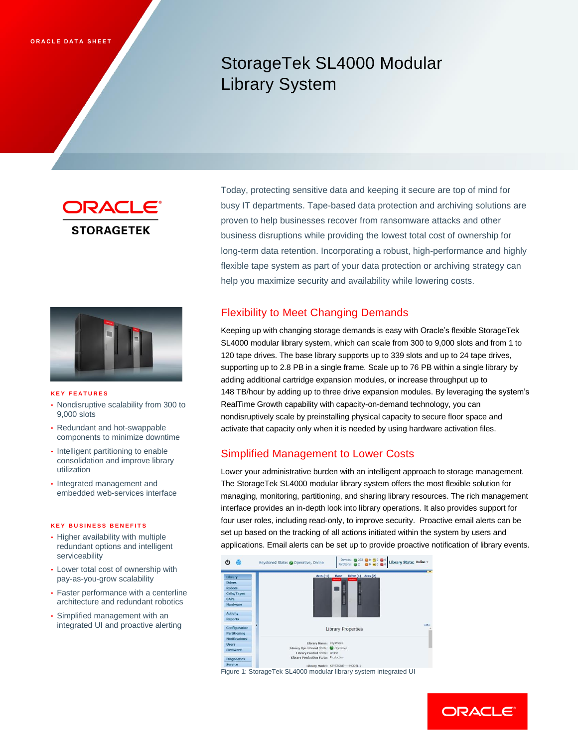ORACLE DATA SHEET

# StorageTek SL4000 Modular Library System

Today, protecting sensitive data and keeping it secure are top of mind for busy IT departments. Tape-based data protection and archiving solutions are proven to help businesses recover from ransomware attacks and other business disruptions while providing the lowest total cost of ownership for long-term data retention. Incorporating a robust, high-performance and highly flexible tape system as part of your data protection or archiving strategy can help you maximize security and availability while lowering costs.

## Flexibility to Meet Changing Demands

Keeping up with changing storage demands is easy with Oracle's flexible StorageTek SL4000 modular library system, which can scale from 300 to 9,000 slots and from 1 to 120 tape drives. The base library supports up to 339 slots and up to 24 tape drives, supporting up to 2.8 PB in a single frame. Scale up to 76 PB within a single library by adding additional cartridge expansion modules, or increase throughput up to 148 TB/hour by adding up to three drive expansion modules. By leveraging the system's RealTime Growth capability with capacity-on-demand technology, you can nondisruptively scale by preinstalling physical capacity to secure floor space and activate that capacity only when it is needed by using hardware activation files.

## Simplified Management to Lower Costs

Lower your administrative burden with an intelligent approach to storage management. The StorageTek SL4000 modular library system offers the most flexible solution for managing, monitoring, partitioning, and sharing library resources. The rich management interface provides an in-depth look into library operations. It also provides support for four user roles, including read-only, to improve security. Proactive email alerts can be set up based on the tracking of all actions initiated within the system by users and applications. Email alerts can be set up to provide proactive notification of library events.

Figure 1: StorageTek SL4000 modular library system integrated UI

### KEY FEATURES

- Nondisruptive scalability from 300 to 9,000 slots
- Redundant and hot-swappable components to minimize downtime
- Intelligent partitioning to enable consolidation and improve library utilization
- Integrated management and embedded web-services interface

### KEY BUSINESS BENEFITS

- Higher availability with multiple redundant options and intelligent serviceability
- Lower total cost of ownership with pay-as-you-grow scalability
- Faster performance with a centerline architecture and redundant robotics
- Simplified management with an integrated UI and proactive alerting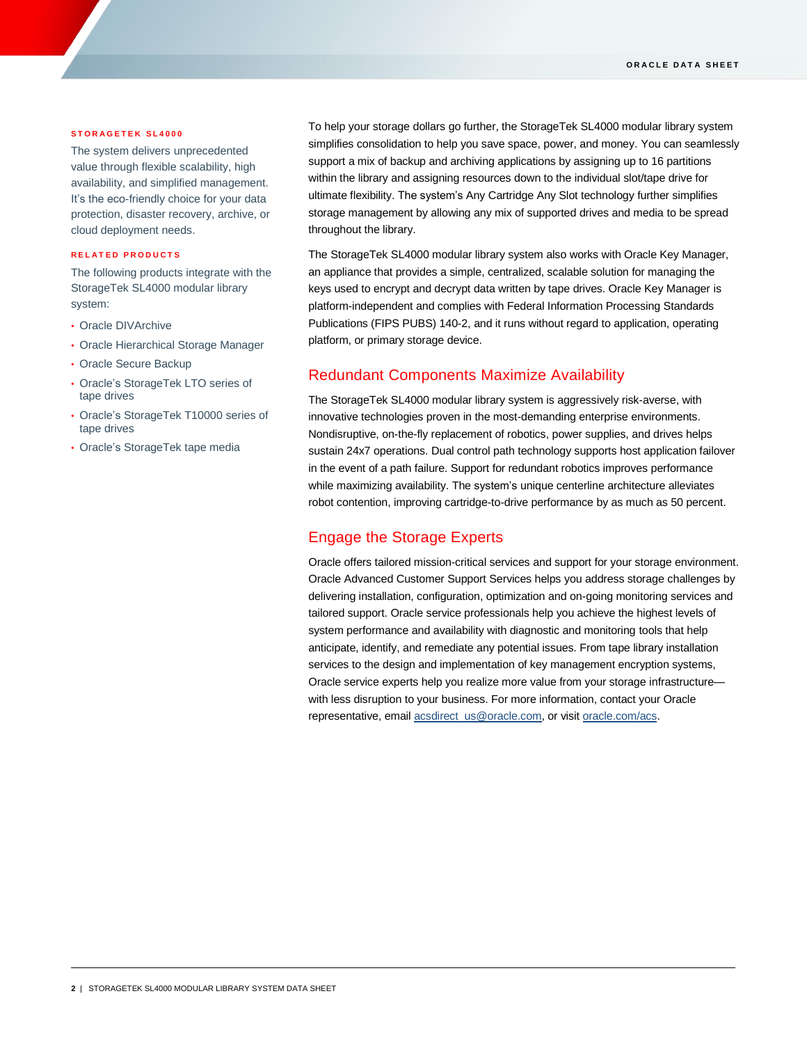### STORAGETEK SL4000

The system delivers unprecedented value through flexible scalability, high availability, and simplified management. It's the eco-friendly choice for your data protection, disaster recovery, archive, or cloud deployment needs.

### RELATED PRODUCTS

The following products integrate with the StorageTek SL4000 modular library system:

- Oracle DIVArchive
- Oracle Hierarchical Storage Manager
- Oracle Secure Backup
- Oracle's StorageTek LTO series of tape drives
- Oracle's StorageTek T10000 series of tape drives
- Oracle's StorageTek tape media

To help your storage dollars go further, the StorageTek SL4000 modular library system simplifies consolidation to help you save space, power, and money. You can seamlessly support a mix of backup and archiving applications by assigning up to 16 partitions within the library and assigning resources down to the individual slot/tape drive for ultimate flexibility. The system's Any Cartridge Any Slot technology further simplifies storage management by allowing any mix of supported drives and media to be spread throughout the library.

The StorageTek SL4000 modular library system also works with Oracle Key Manager, an appliance that provides a simple, centralized, scalable solution for managing the keys used to encrypt and decrypt data written by tape drives. Oracle Key Manager is platform-independent and complies with Federal Information Processing Standards Publications (FIPS PUBS) 140-2, and it runs without regard to application, operating platform, or primary storage device.

## Redundant Components Maximize Availability

The StorageTek SL4000 modular library system is aggressively risk-averse, with innovative technologies proven in the most-demanding enterprise environments. Nondisruptive, on-the-fly replacement of robotics, power supplies, and drives helps sustain 24x7 operations. Dual control path technology supports host application failover in the event of a path failure. Support for redundant robotics improves performance while maximizing availability. The system's unique centerline architecture alleviates robot contention, improving cartridge-to-drive performance by as much as 50 percent.

## Engage the Storage Experts

Oracle offers tailored mission-critical services and support for your storage environment. Oracle Advanced Customer Support Services helps you address storage challenges by delivering installation, configuration, optimization and on-going monitoring services and tailored support. Oracle service professionals help you achieve the highest levels of system performance and availability with diagnostic and monitoring tools that help anticipate, identify, and remediate any potential issues. From tape library installation services to the design and implementation of key management encryption systems, Oracle service experts help you realize more value from your storage infrastructure—with less disruption to your business. For more information, contact your Oracle representative, email acsdirect_us@oracle.com, or visit oracle.com/acs.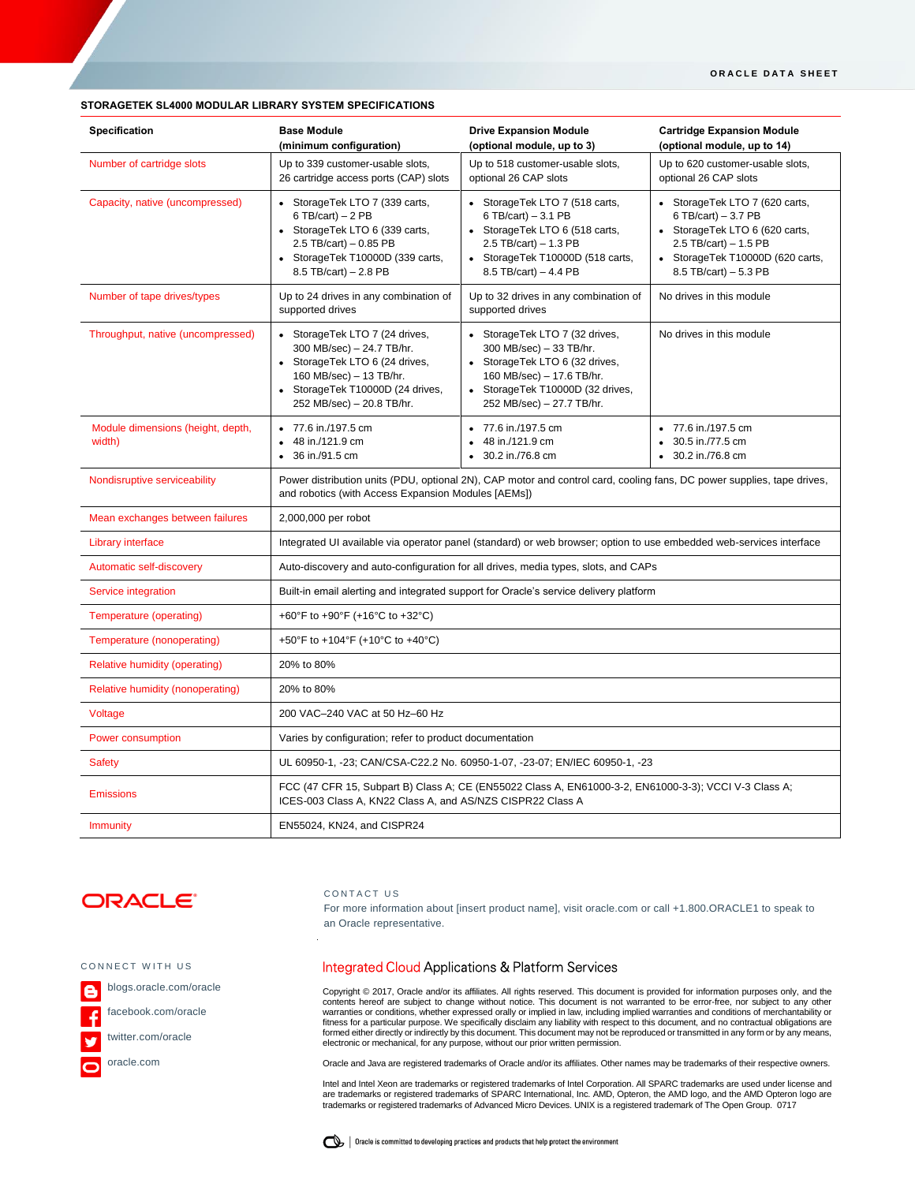## STORAGETEK SL4000 MODULAR LIBRARY SYSTEM SPECIFICATIONS

| Specification | Base Module (minimum configuration) | Drive Expansion Module (optional module, up to 3) | Cartridge Expansion Module (optional module, up to 14) |
|---|---|---|---|
| Number of cartridge slots | Up to 339 customer-usable slots, 26 cartridge access ports (CAP) slots | Up to 518 customer-usable slots, optional 26 CAP slots | Up to 620 customer-usable slots, optional 26 CAP slots |
| Capacity, native (uncompressed) | • StorageTek LTO 7 (339 carts, 6 TB/cart) – 2 PB<br>• StorageTek LTO 6 (339 carts, 2.5 TB/cart) – 0.85 PB<br>• StorageTek T10000D (339 carts, 8.5 TB/cart) – 2.8 PB | • StorageTek LTO 7 (518 carts, 6 TB/cart) – 3.1 PB<br>• StorageTek LTO 6 (518 carts, 2.5 TB/cart) – 1.3 PB<br>• StorageTek T10000D (518 carts, 8.5 TB/cart) – 4.4 PB | • StorageTek LTO 7 (620 carts, 6 TB/cart) – 3.7 PB<br>• StorageTek LTO 6 (620 carts, 2.5 TB/cart) – 1.5 PB<br>• StorageTek T10000D (620 carts, 8.5 TB/cart) – 5.3 PB |
| Number of tape drives/types | Up to 24 drives in any combination of supported drives | Up to 32 drives in any combination of supported drives | No drives in this module |
| Throughput, native (uncompressed) | • StorageTek LTO 7 (24 drives, 300 MB/sec) – 24.7 TB/hr.<br>• StorageTek LTO 6 (24 drives, 160 MB/sec) – 13 TB/hr.<br>• StorageTek T10000D (24 drives, 252 MB/sec) – 20.8 TB/hr. | • StorageTek LTO 7 (32 drives, 300 MB/sec) – 33 TB/hr.<br>• StorageTek LTO 6 (32 drives, 160 MB/sec) – 17.6 TB/hr.<br>• StorageTek T10000D (32 drives, 252 MB/sec) – 27.7 TB/hr. | No drives in this module |
| Module dimensions (height, depth, width) | • 77.6 in./197.5 cm<br>• 48 in./121.9 cm<br>• 36 in./91.5 cm | • 77.6 in./197.5 cm<br>• 48 in./121.9 cm<br>• 30.2 in./76.8 cm | • 77.6 in./197.5 cm<br>• 30.5 in./77.5 cm<br>• 30.2 in./76.8 cm |
| Nondisruptive serviceability | Power distribution units (PDU, optional 2N), CAP motor and control card, cooling fans, DC power supplies, tape drives, and robotics (with Access Expansion Modules [AEMs]) | | |
| Mean exchanges between failures | 2,000,000 per robot | | |
| Library interface | Integrated UI available via operator panel (standard) or web browser; option to use embedded web-services interface | | |
| Automatic self-discovery | Auto-discovery and auto-configuration for all drives, media types, slots, and CAPs | | |
| Service integration | Built-in email alerting and integrated support for Oracle's service delivery platform | | |
| Temperature (operating) | +60°F to +90°F (+16°C to +32°C) | | |
| Temperature (nonoperating) | +50°F to +104°F (+10°C to +40°C) | | |
| Relative humidity (operating) | 20% to 80% | | |
| Relative humidity (nonoperating) | 20% to 80% | | |
| Voltage | 200 VAC–240 VAC at 50 Hz–60 Hz | | |
| Power consumption | Varies by configuration; refer to product documentation | | |
| Safety | UL 60950-1, -23; CAN/CSA-C22.2 No. 60950-1-07, -23-07; EN/IEC 60950-1, -23 | | |
| Emissions | FCC (47 CFR 15, Subpart B) Class A; CE (EN55022 Class A, EN61000-3-2, EN61000-3-3); VCCI V-3 Class A; ICES-003 Class A, KN22 Class A, and AS/NZS CISPR22 Class A | | |
| Immunity | EN55024, KN24, and CISPR24 | | |

ORACLE

CONTACT US

For more information about [insert product name], visit oracle.com or call +1.800.ORACLE1 to speak to an Oracle representative.

CONNECT WITH US

- blogs.oracle.com/oracle
- facebook.com/oracle
- twitter.com/oracle
- oracle.com

Integrated Cloud Applications & Platform Services

Copyright © 2017, Oracle and/or its affiliates. All rights reserved. This document is provided for information purposes only, and the contents hereof are subject to change without notice. This document is not warranted to be error-free, nor subject to any other warranties or conditions, whether expressed orally or implied in law, including implied warranties and conditions of merchantability or fitness for a particular purpose. We specifically disclaim any liability with respect to this document, and no contractual obligations are formed either directly or indirectly by this document. This document may not be reproduced or transmitted in any form or by any means, electronic or mechanical, for any purpose, without our prior written permission.

Oracle and Java are registered trademarks of Oracle and/or its affiliates. Other names may be trademarks of their respective owners.

Intel and Intel Xeon are trademarks or registered trademarks of Intel Corporation. All SPARC trademarks are used under license and are trademarks or registered trademarks of SPARC International, Inc. AMD, Opteron, the AMD logo, and the AMD Opteron logo are trademarks or registered trademarks of Advanced Micro Devices. UNIX is a registered trademark of The Open Group. 0717

Oracle is committed to developing practices and products that help protect the environment